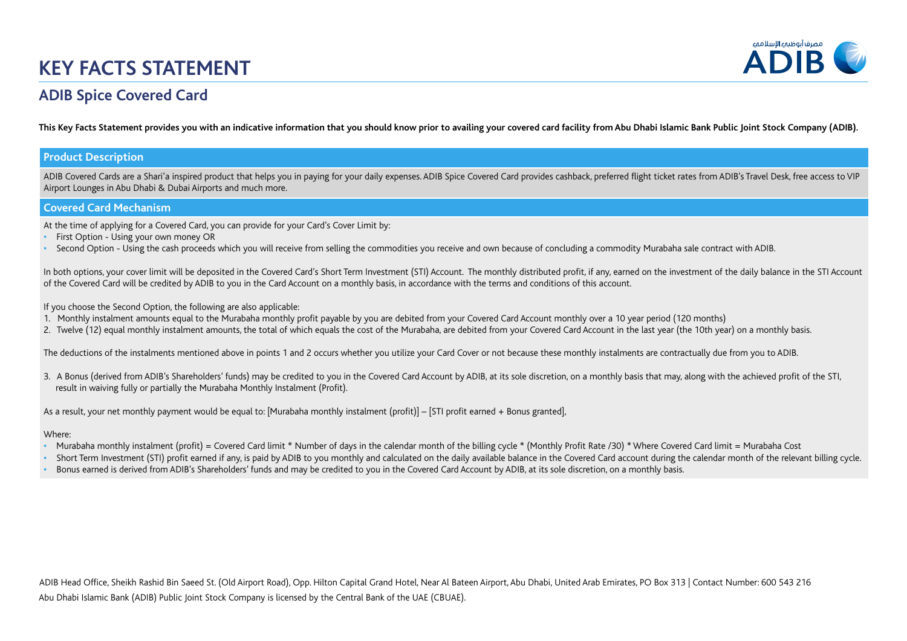# KEY FACTS STATEMENT

## ADIB Spice Covered Card

**This Key Facts Statement provides you with an indicative information that you should know prior to availing your covered card facility from Abu Dhabi Islamic Bank Public Joint Stock Company (ADIB).**

### Product Description

ADIB Covered Cards are a Shari'a inspired product that helps you in paying for your daily expenses. ADIB Spice Covered Card provides cashback, preferred flight ticket rates from ADIB's Travel Desk, free access to VIP Airport Lounges in Abu Dhabi & Dubai Airports and much more.

### Covered Card Mechanism

At the time of applying for a Covered Card, you can provide for your Card's Cover Limit by:

- First Option - Using your own money OR
- Second Option - Using the cash proceeds which you will receive from selling the commodities you receive and own because of concluding a commodity Murabaha sale contract with ADIB.

In both options, your cover limit will be deposited in the Covered Card's Short Term Investment (STI) Account. The monthly distributed profit, if any, earned on the investment of the daily balance in the STI Account of the Covered Card will be credited by ADIB to you in the Card Account on a monthly basis, in accordance with the terms and conditions of this account.

If you choose the Second Option, the following are also applicable:

1. Monthly instalment amounts equal to the Murabaha monthly profit payable by you are debited from your Covered Card Account monthly over a 10 year period (120 months)
2. Twelve (12) equal monthly instalment amounts, the total of which equals the cost of the Murabaha, are debited from your Covered Card Account in the last year (the 10th year) on a monthly basis.

The deductions of the instalments mentioned above in points 1 and 2 occurs whether you utilize your Card Cover or not because these monthly instalments are contractually due from you to ADIB.

3. A Bonus (derived from ADIB's Shareholders' funds) may be credited to you in the Covered Card Account by ADIB, at its sole discretion, on a monthly basis that may, along with the achieved profit of the STI, result in waiving fully or partially the Murabaha Monthly Instalment (Profit).

As a result, your net monthly payment would be equal to: [Murabaha monthly instalment (profit)] – [STI profit earned + Bonus granted],

Where:

- Murabaha monthly instalment (profit) = Covered Card limit * Number of days in the calendar month of the billing cycle * (Monthly Profit Rate /30) * Where Covered Card limit = Murabaha Cost
- Short Term Investment (STI) profit earned if any, is paid by ADIB to you monthly and calculated on the daily available balance in the Covered Card account during the calendar month of the relevant billing cycle.
- Bonus earned is derived from ADIB's Shareholders' funds and may be credited to you in the Covered Card Account by ADIB, at its sole discretion, on a monthly basis.

ADIB Head Office, Sheikh Rashid Bin Saeed St. (Old Airport Road), Opp. Hilton Capital Grand Hotel, Near Al Bateen Airport, Abu Dhabi, United Arab Emirates, PO Box 313 | Contact Number: 600 543 216

Abu Dhabi Islamic Bank (ADIB) Public Joint Stock Company is licensed by the Central Bank of the UAE (CBUAE).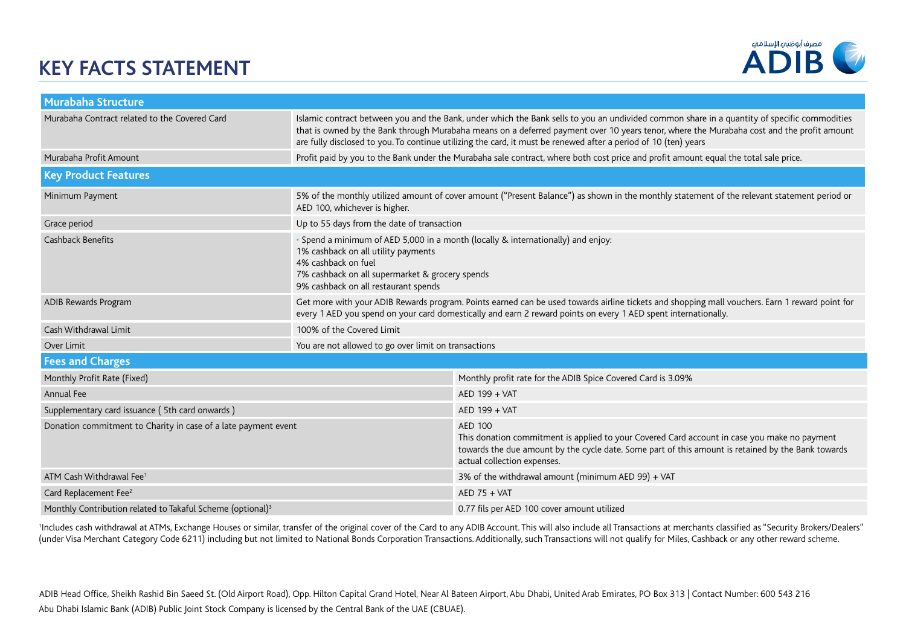# KEY FACTS STATEMENT

| Murabaha Structure | |
|---|---|
| Murabaha Contract related to the Covered Card | Islamic contract between you and the Bank, under which the Bank sells to you an undivided common share in a quantity of specific commodities that is owned by the Bank through Murabaha means on a deferred payment over 10 years tenor, where the Murabaha cost and the profit amount are fully disclosed to you. To continue utilizing the card, it must be renewed after a period of 10 (ten) years |
| Murabaha Profit Amount | Profit paid by you to the Bank under the Murabaha sale contract, where both cost price and profit amount equal the total sale price. |
| **Key Product Features** | |
| Minimum Payment | 5% of the monthly utilized amount of cover amount ("Present Balance") as shown in the monthly statement of the relevant statement period or AED 100, whichever is higher. |
| Grace period | Up to 55 days from the date of transaction |
| Cashback Benefits | · Spend a minimum of AED 5,000 in a month (locally & internationally) and enjoy:<br>1% cashback on all utility payments<br>4% cashback on fuel<br>7% cashback on all supermarket & grocery spends<br>9% cashback on all restaurant spends |
| ADIB Rewards Program | Get more with your ADIB Rewards program. Points earned can be used towards airline tickets and shopping mall vouchers. Earn 1 reward point for every 1 AED you spend on your card domestically and earn 2 reward points on every 1 AED spent internationally. |
| Cash Withdrawal Limit | 100% of the Covered Limit |
| Over Limit | You are not allowed to go over limit on transactions |

| Fees and Charges | |
|---|---|
| Monthly Profit Rate (Fixed) | Monthly profit rate for the ADIB Spice Covered Card is 3.09% |
| Annual Fee | AED 199 + VAT |
| Supplementary card issuance ( 5th card onwards ) | AED 199 + VAT |
| Donation commitment to Charity in case of a late payment event | AED 100<br>This donation commitment is applied to your Covered Card account in case you make no payment towards the due amount by the cycle date. Some part of this amount is retained by the Bank towards actual collection expenses. |
| ATM Cash Withdrawal Fee[1] | 3% of the withdrawal amount (minimum AED 99) + VAT |
| Card Replacement Fee[2] | AED 75 + VAT |
| Monthly Contribution related to Takaful Scheme (optional)[3] | 0.77 fils per AED 100 cover amount utilized |

[1]Includes cash withdrawal at ATMs, Exchange Houses or similar, transfer of the original cover of the Card to any ADIB Account. This will also include all Transactions at merchants classified as "Security Brokers/Dealers" (under Visa Merchant Category Code 6211) including but not limited to National Bonds Corporation Transactions. Additionally, such Transactions will not qualify for Miles, Cashback or any other reward scheme.

ADIB Head Office, Sheikh Rashid Bin Saeed St. (Old Airport Road), Opp. Hilton Capital Grand Hotel, Near Al Bateen Airport, Abu Dhabi, United Arab Emirates, PO Box 313 | Contact Number: 600 543 216

Abu Dhabi Islamic Bank (ADIB) Public Joint Stock Company is licensed by the Central Bank of the UAE (CBUAE).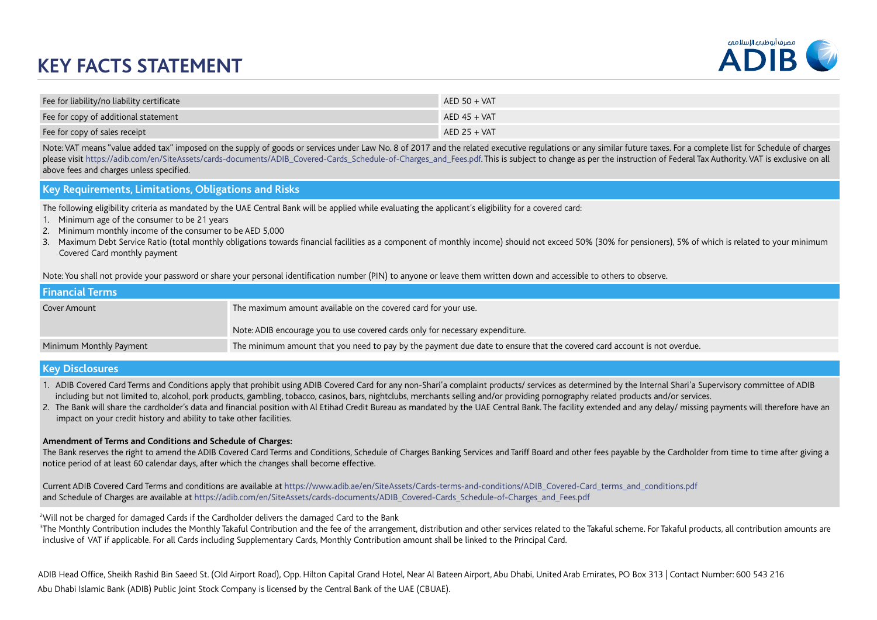# KEY FACTS STATEMENT

| | |
|---|---|
| Fee for liability/no liability certificate | AED 50 + VAT |
| Fee for copy of additional statement | AED 45 + VAT |
| Fee for copy of sales receipt | AED 25 + VAT |

Note: VAT means "value added tax" imposed on the supply of goods or services under Law No. 8 of 2017 and the related executive regulations or any similar future taxes. For a complete list for Schedule of charges please visit https://adib.com/en/SiteAssets/cards-documents/ADIB_Covered-Cards_Schedule-of-Charges_and_Fees.pdf. This is subject to change as per the instruction of Federal Tax Authority. VAT is exclusive on all above fees and charges unless specified.

## Key Requirements, Limitations, Obligations and Risks

The following eligibility criteria as mandated by the UAE Central Bank will be applied while evaluating the applicant's eligibility for a covered card:

1. Minimum age of the consumer to be 21 years
2. Minimum monthly income of the consumer to be AED 5,000
3. Maximum Debt Service Ratio (total monthly obligations towards financial facilities as a component of monthly income) should not exceed 50% (30% for pensioners), 5% of which is related to your minimum Covered Card monthly payment

Note: You shall not provide your password or share your personal identification number (PIN) to anyone or leave them written down and accessible to others to observe.

## Financial Terms

| | |
|---|---|
| Cover Amount | The maximum amount available on the covered card for your use.<br><br>Note: ADIB encourage you to use covered cards only for necessary expenditure. |
| Minimum Monthly Payment | The minimum amount that you need to pay by the payment due date to ensure that the covered card account is not overdue. |

## Key Disclosures

1. ADIB Covered Card Terms and Conditions apply that prohibit using ADIB Covered Card for any non-Shari'a complaint products/ services as determined by the Internal Shari'a Supervisory committee of ADIB including but not limited to, alcohol, pork products, gambling, tobacco, casinos, bars, nightclubs, merchants selling and/or providing pornography related products and/or services.
2. The Bank will share the cardholder's data and financial position with Al Etihad Credit Bureau as mandated by the UAE Central Bank. The facility extended and any delay/ missing payments will therefore have an impact on your credit history and ability to take other facilities.

**Amendment of Terms and Conditions and Schedule of Charges:**

The Bank reserves the right to amend the ADIB Covered Card Terms and Conditions, Schedule of Charges Banking Services and Tariff Board and other fees payable by the Cardholder from time to time after giving a notice period of at least 60 calendar days, after which the changes shall become effective.

Current ADIB Covered Card Terms and conditions are available at https://www.adib.ae/en/SiteAssets/Cards-terms-and-conditions/ADIB_Covered-Card_terms_and_conditions.pdf and Schedule of Charges are available at https://adib.com/en/SiteAssets/cards-documents/ADIB_Covered-Cards_Schedule-of-Charges_and_Fees.pdf

[2] Will not be charged for damaged Cards if the Cardholder delivers the damaged Card to the Bank

[3] The Monthly Contribution includes the Monthly Takaful Contribution and the fee of the arrangement, distribution and other services related to the Takaful scheme. For Takaful products, all contribution amounts are inclusive of VAT if applicable. For all Cards including Supplementary Cards, Monthly Contribution amount shall be linked to the Principal Card.

ADIB Head Office, Sheikh Rashid Bin Saeed St. (Old Airport Road), Opp. Hilton Capital Grand Hotel, Near Al Bateen Airport, Abu Dhabi, United Arab Emirates, PO Box 313 | Contact Number: 600 543 216

Abu Dhabi Islamic Bank (ADIB) Public Joint Stock Company is licensed by the Central Bank of the UAE (CBUAE).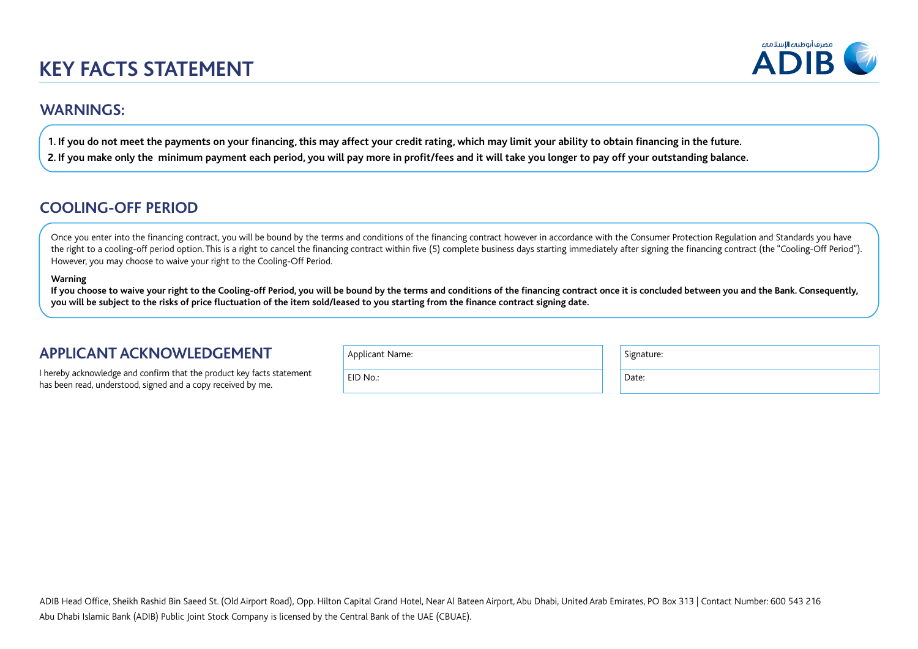# KEY FACTS STATEMENT

## WARNINGS:

**1. If you do not meet the payments on your financing, this may affect your credit rating, which may limit your ability to obtain financing in the future.**

**2. If you make only the minimum payment each period, you will pay more in profit/fees and it will take you longer to pay off your outstanding balance.**

## COOLING-OFF PERIOD

Once you enter into the financing contract, you will be bound by the terms and conditions of the financing contract however in accordance with the Consumer Protection Regulation and Standards you have the right to a cooling-off period option. This is a right to cancel the financing contract within five (5) complete business days starting immediately after signing the financing contract (the "Cooling-Off Period"). However, you may choose to waive your right to the Cooling-Off Period.

**Warning**

**If you choose to waive your right to the Cooling-off Period, you will be bound by the terms and conditions of the financing contract once it is concluded between you and the Bank. Consequently, you will be subject to the risks of price fluctuation of the item sold/leased to you starting from the finance contract signing date.**

## APPLICANT ACKNOWLEDGEMENT

I hereby acknowledge and confirm that the product key facts statement has been read, understood, signed and a copy received by me.

| | |
|---|---|
| Applicant Name: | Signature: |
| EID No.: | Date: |

ADIB Head Office, Sheikh Rashid Bin Saeed St. (Old Airport Road), Opp. Hilton Capital Grand Hotel, Near Al Bateen Airport, Abu Dhabi, United Arab Emirates, PO Box 313 | Contact Number: 600 543 216

Abu Dhabi Islamic Bank (ADIB) Public Joint Stock Company is licensed by the Central Bank of the UAE (CBUAE).